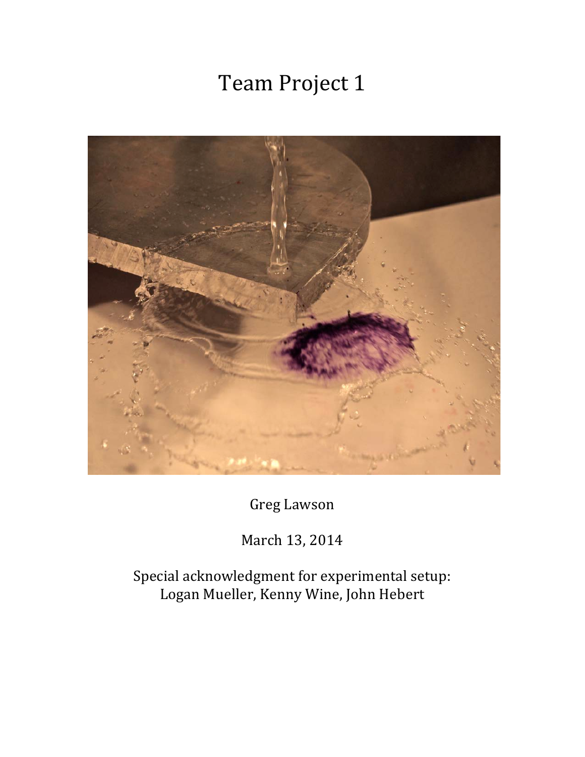# Team Project 1

Greg Lawson

March 13, 2014

Special acknowledgment for experimental setup:
Logan Mueller, Kenny Wine, John Hebert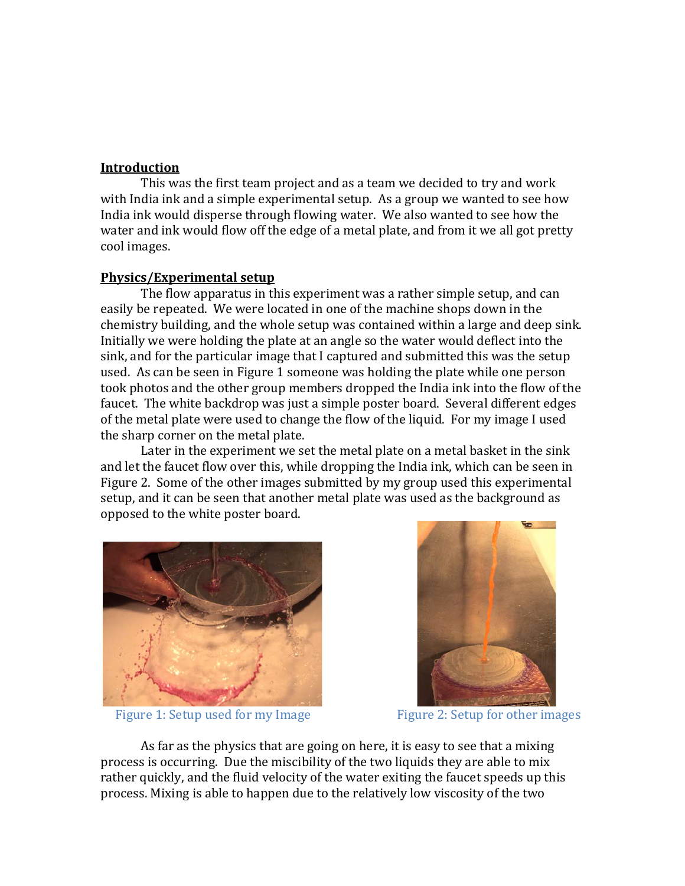## Introduction

This was the first team project and as a team we decided to try and work with India ink and a simple experimental setup. As a group we wanted to see how India ink would disperse through flowing water. We also wanted to see how the water and ink would flow off the edge of a metal plate, and from it we all got pretty cool images.

## Physics/Experimental setup

The flow apparatus in this experiment was a rather simple setup, and can easily be repeated. We were located in one of the machine shops down in the chemistry building, and the whole setup was contained within a large and deep sink. Initially we were holding the plate at an angle so the water would deflect into the sink, and for the particular image that I captured and submitted this was the setup used. As can be seen in Figure 1 someone was holding the plate while one person took photos and the other group members dropped the India ink into the flow of the faucet. The white backdrop was just a simple poster board. Several different edges of the metal plate were used to change the flow of the liquid. For my image I used the sharp corner on the metal plate.

Later in the experiment we set the metal plate on a metal basket in the sink and let the faucet flow over this, while dropping the India ink, which can be seen in Figure 2. Some of the other images submitted by my group used this experimental setup, and it can be seen that another metal plate was used as the background as opposed to the white poster board.

Figure 1: Setup used for my Image

Figure 2: Setup for other images

As far as the physics that are going on here, it is easy to see that a mixing process is occurring. Due the miscibility of the two liquids they are able to mix rather quickly, and the fluid velocity of the water exiting the faucet speeds up this process. Mixing is able to happen due to the relatively low viscosity of the two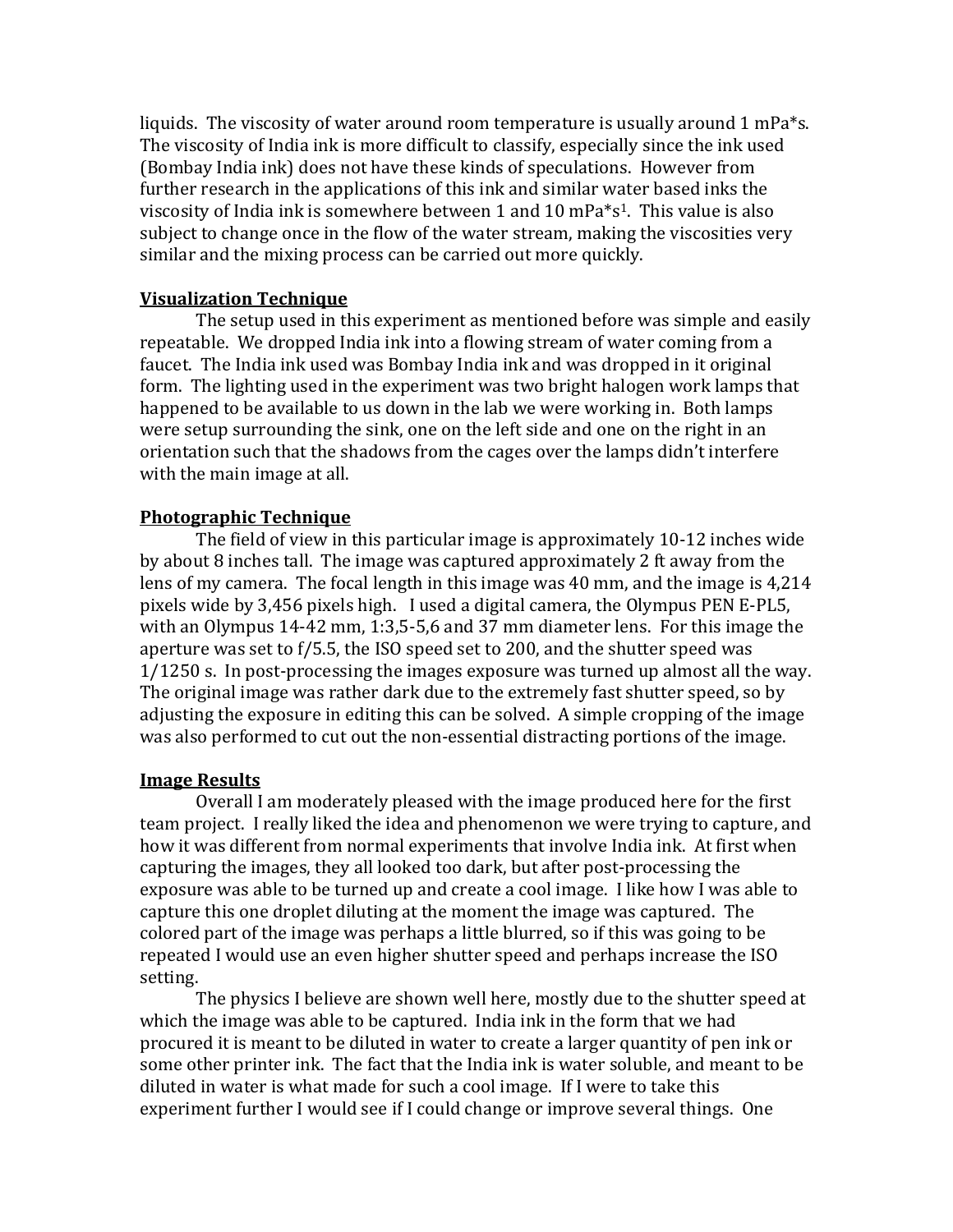liquids. The viscosity of water around room temperature is usually around 1 mPa*s. The viscosity of India ink is more difficult to classify, especially since the ink used (Bombay India ink) does not have these kinds of speculations. However from further research in the applications of this ink and similar water based inks the viscosity of India ink is somewhere between 1 and 10 mPa*s[1]. This value is also subject to change once in the flow of the water stream, making the viscosities very similar and the mixing process can be carried out more quickly.

## Visualization Technique

The setup used in this experiment as mentioned before was simple and easily repeatable. We dropped India ink into a flowing stream of water coming from a faucet. The India ink used was Bombay India ink and was dropped in it original form. The lighting used in the experiment was two bright halogen work lamps that happened to be available to us down in the lab we were working in. Both lamps were setup surrounding the sink, one on the left side and one on the right in an orientation such that the shadows from the cages over the lamps didn't interfere with the main image at all.

## Photographic Technique

The field of view in this particular image is approximately 10-12 inches wide by about 8 inches tall. The image was captured approximately 2 ft away from the lens of my camera. The focal length in this image was 40 mm, and the image is 4,214 pixels wide by 3,456 pixels high. I used a digital camera, the Olympus PEN E-PL5, with an Olympus 14-42 mm, 1:3,5-5,6 and 37 mm diameter lens. For this image the aperture was set to f/5.5, the ISO speed set to 200, and the shutter speed was 1/1250 s. In post-processing the images exposure was turned up almost all the way. The original image was rather dark due to the extremely fast shutter speed, so by adjusting the exposure in editing this can be solved. A simple cropping of the image was also performed to cut out the non-essential distracting portions of the image.

## Image Results

Overall I am moderately pleased with the image produced here for the first team project. I really liked the idea and phenomenon we were trying to capture, and how it was different from normal experiments that involve India ink. At first when capturing the images, they all looked too dark, but after post-processing the exposure was able to be turned up and create a cool image. I like how I was able to capture this one droplet diluting at the moment the image was captured. The colored part of the image was perhaps a little blurred, so if this was going to be repeated I would use an even higher shutter speed and perhaps increase the ISO setting.

The physics I believe are shown well here, mostly due to the shutter speed at which the image was able to be captured. India ink in the form that we had procured it is meant to be diluted in water to create a larger quantity of pen ink or some other printer ink. The fact that the India ink is water soluble, and meant to be diluted in water is what made for such a cool image. If I were to take this experiment further I would see if I could change or improve several things. One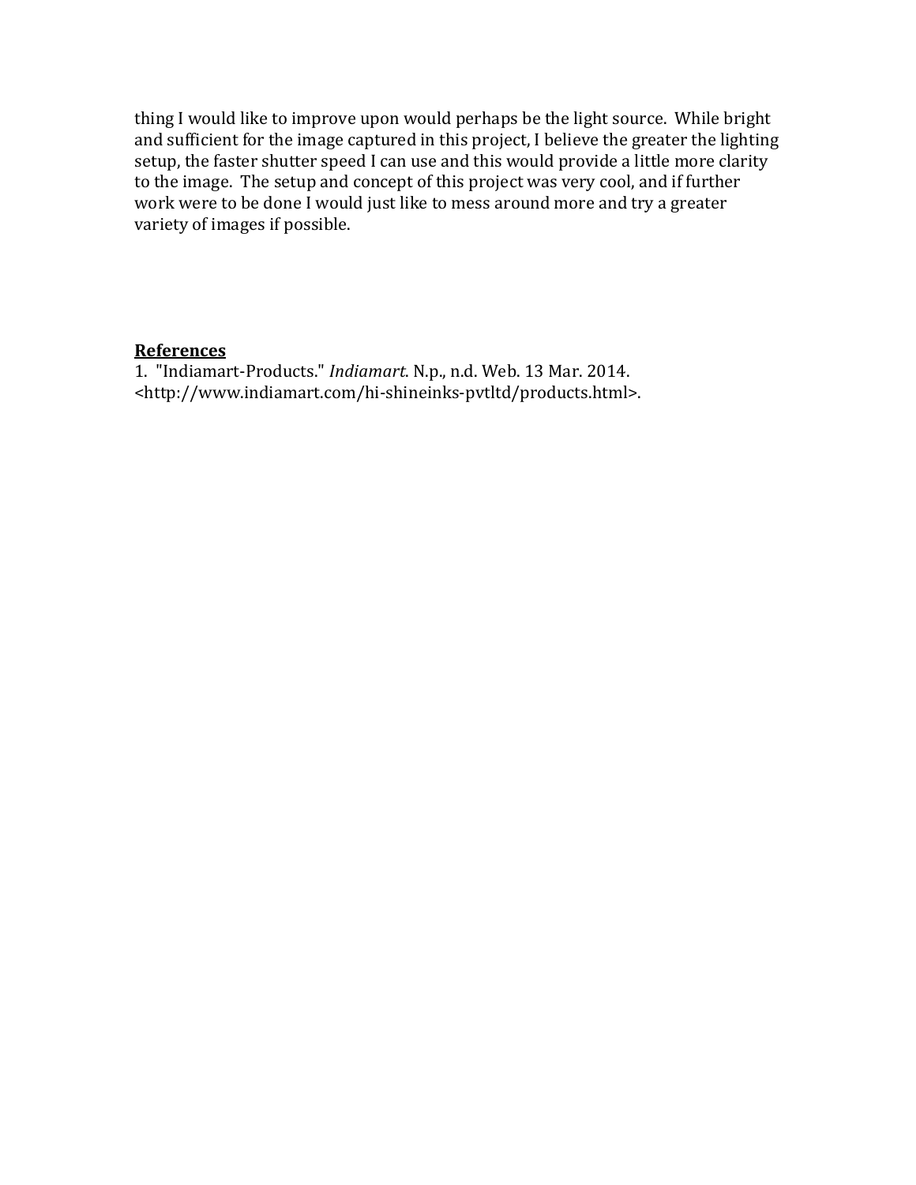thing I would like to improve upon would perhaps be the light source. While bright and sufficient for the image captured in this project, I believe the greater the lighting setup, the faster shutter speed I can use and this would provide a little more clarity to the image. The setup and concept of this project was very cool, and if further work were to be done I would just like to mess around more and try a greater variety of images if possible.

**References**

1. "Indiamart-Products." *Indiamart*. N.p., n.d. Web. 13 Mar. 2014. <http://www.indiamart.com/hi-shineinks-pvtltd/products.html>.